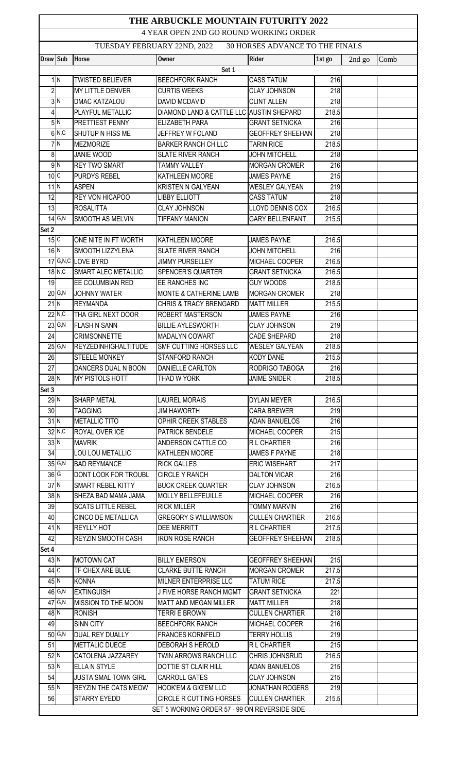# THE ARBUCKLE MOUNTAIN FUTURITY 2022

## 4 YEAR OPEN 2ND GO ROUND WORKING ORDER

TUESDAY FEBRUARY 22ND, 2022 — 30 HORSES ADVANCE TO THE FINALS

| Draw | Sub | Horse | Owner | Rider | 1st go | 2nd go | Comb |
|---|---|---|---|---|---|---|---|
| | | | Set 1 | | | | |
| 1 | N | TWISTED BELIEVER | BEECHFORK RANCH | CASS TATUM | 216 | | |
| 2 | | MY LITTLE DENVER | CURTIS WEEKS | CLAY JOHNSON | 218 | | |
| 3 | N | DMAC KATZALOU | DAVID MCDAVID | CLINT ALLEN | 218 | | |
| 4 | | PLAYFUL METALLIC | DIAMOND LAND & CATTLE LLC | AUSTIN SHEPARD | 218.5 | | |
| 5 | N | PRETTIEST PENNY | ELIZABETH PARA | GRANT SETNICKA | 216 | | |
| 6 | N,C | SHUTUP N HISS ME | JEFFREY W FOLAND | GEOFFREY SHEEHAN | 218 | | |
| 7 | N | MEZMORIZE | BARKER RANCH CH LLC | TARIN RICE | 218.5 | | |
| 8 | | JANIE WOOD | SLATE RIVER RANCH | JOHN MITCHELL | 218 | | |
| 9 | N | REY TWO SMART | TAMMY VALLEY | MORGAN CROMER | 216 | | |
| 10 | C | PURDYS REBEL | KATHLEEN MOORE | JAMES PAYNE | 215 | | |
| 11 | N | ASPEN | KRISTEN N GALYEAN | WESLEY GALYEAN | 219 | | |
| 12 | | REY VON HICAPOO | LIBBY ELLIOTT | CASS TATUM | 218 | | |
| 13 | | ROSALITTA | CLAY JOHNSON | LLOYD DENNIS COX | 216.5 | | |
| 14 | G,N | SMOOTH AS MELVIN | TIFFANY MANION | GARY BELLENFANT | 215.5 | | |
| Set 2 | | | | | | | |
| 15 | C | ONE NITE IN FT WORTH | KATHLEEN MOORE | JAMES PAYNE | 216.5 | | |
| 16 | N | SMOOTH LIZZYLENA | SLATE RIVER RANCH | JOHN MITCHELL | 216 | | |
| 17 | G,N,C | LOVE BYRD | JIMMY PURSELLEY | MICHAEL COOPER | 216.5 | | |
| 18 | N,C | SMART ALEC METALLIC | SPENCER'S QUARTER | GRANT SETNICKA | 216.5 | | |
| 19 | | EE COLUMBIAN RED | EE RANCHES INC | GUY WOODS | 218.5 | | |
| 20 | G,N | JOHNNY WATER | MONTE & CATHERINE LAMB | MORGAN CROMER | 218 | | |
| 21 | N | REYMANDA | CHRIS & TRACY BRENGARD | MATT MILLER | 215.5 | | |
| 22 | N,C | THA GIRL NEXT DOOR | ROBERT MASTERSON | JAMES PAYNE | 216 | | |
| 23 | G,N | FLASH N SANN | BILLIE AYLESWORTH | CLAY JOHNSON | 219 | | |
| 24 | | CRIMSONNETTE | MADALYN COWART | CADE SHEPARD | 218 | | |
| 25 | G,N | REYZEDINHIGHALTITUDE | SMF CUTTING HORSES LLC | WESLEY GALYEAN | 218.5 | | |
| 26 | | STEELE MONKEY | STANFORD RANCH | KODY DANE | 215.5 | | |
| 27 | | DANCERS DUAL N BOON | DANIELLE CARLTON | RODRIGO TABOGA | 216 | | |
| 28 | N | MY PISTOLS HOTT | THAD W YORK | JAIME SNIDER | 218.5 | | |
| Set 3 | | | | | | | |
| 29 | N | SHARP METAL | LAUREL MORAIS | DYLAN MEYER | 216.5 | | |
| 30 | | TAGGING | JIM HAWORTH | CARA BREWER | 219 | | |
| 31 | N | METALLIC TITO | OPHIR CREEK STABLES | ADAN BANUELOS | 216 | | |
| 32 | N,C | ROYAL OVER ICE | PATRICK BENDELE | MICHAEL COOPER | 215 | | |
| 33 | N | MAVRIK | ANDERSON CATTLE CO | R L CHARTIER | 216 | | |
| 34 | | LOU LOU METALLIC | KATHLEEN MOORE | JAMES F PAYNE | 218 | | |
| 35 | G,N | BAD REYMANCE | RICK GALLES | ERIC WISEHART | 217 | | |
| 36 | G | DONT LOOK FOR TROUBL | CIRCLE Y RANCH | DALTON VICAR | 216 | | |
| 37 | N | SMART REBEL KITTY | BUCK CREEK QUARTER | CLAY JOHNSON | 216.5 | | |
| 38 | N | SHEZA BAD MAMA JAMA | MOLLY BELLEFEUILLE | MICHAEL COOPER | 216 | | |
| 39 | | SCATS LITTLE REBEL | RICK MILLER | TOMMY MARVIN | 216 | | |
| 40 | | CINCO DE METALLICA | GREGORY S WILLIAMSON | CULLEN CHARTIER | 216.5 | | |
| 41 | N | REYLLY HOT | DEE MERRITT | R L CHARTIER | 217.5 | | |
| 42 | | REYZIN SMOOTH CASH | IRON ROSE RANCH | GEOFFREY SHEEHAN | 218.5 | | |
| Set 4 | | | | | | | |
| 43 | N | MOTOWN CAT | BILLY EMERSON | GEOFFREY SHEEHAN | 215 | | |
| 44 | C | TF CHEX ARE BLUE | CLARKE BUTTE RANCH | MORGAN CROMER | 217.5 | | |
| 45 | N | KONNA | MILNER ENTERPRISE LLC | TATUM RICE | 217.5 | | |
| 46 | G,N | EXTINGUISH | J FIVE HORSE RANCH MGMT | GRANT SETNICKA | 221 | | |
| 47 | G,N | MISSION TO THE MOON | MATT AND MEGAN MILLER | MATT MILLER | 218 | | |
| 48 | N | RONISH | TERRI E BROWN | CULLEN CHARTIER | 218 | | |
| 49 | | SINN CITY | BEECHFORK RANCH | MICHAEL COOPER | 216 | | |
| 50 | G,N | DUAL REY DUALLY | FRANCES KORNFELD | TERRY HOLLIS | 219 | | |
| 51 | | METTALIC DUECE | DEBORAH S HEROLD | R L CHARTIER | 215 | | |
| 52 | N | CATOLENA JAZZAREY | TWIN ARROWS RANCH LLC | CHRIS JOHNSRUD | 216.5 | | |
| 53 | N | ELLA N STYLE | DOTTIE ST CLAIR HILL | ADAN BANUELOS | 215 | | |
| 54 | | JUSTA SMAL TOWN GIRL | CARROLL GATES | CLAY JOHNSON | 215 | | |
| 55 | N | REYZIN THE CATS MEOW | HOOK'EM & GIG'EM LLC | JONATHAN ROGERS | 219 | | |
| 56 | | STARRY EYEDD | CIRCLE R CUTTING HORSES | CULLEN CHARTIER | 215.5 | | |

SET 5 WORKING ORDER 57 - 99 ON REVERSE SIDE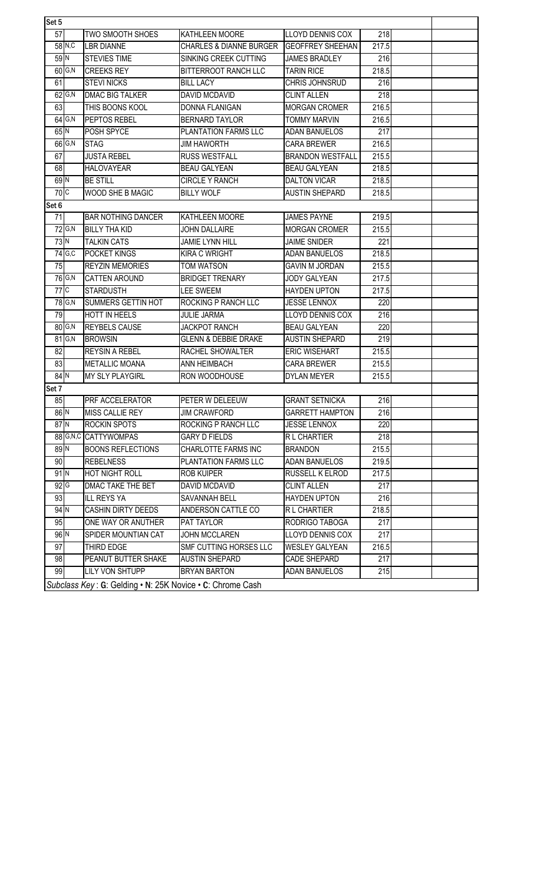| | | | | | | | |
|---|---|---|---|---|---|---|---|
| **Set 5** | | | | | | | |
| 57 | | TWO SMOOTH SHOES | KATHLEEN MOORE | LLOYD DENNIS COX | 218 | | |
| 58 | N,C | LBR DIANNE | CHARLES & DIANNE BURGER | GEOFFREY SHEEHAN | 217.5 | | |
| 59 | N | STEVIES TIME | SINKING CREEK CUTTING | JAMES BRADLEY | 216 | | |
| 60 | G,N | CREEKS REY | BITTERROOT RANCH LLC | TARIN RICE | 218.5 | | |
| 61 | | STEVI NICKS | BILL LACY | CHRIS JOHNSRUD | 216 | | |
| 62 | G,N | DMAC BIG TALKER | DAVID MCDAVID | CLINT ALLEN | 218 | | |
| 63 | | THIS BOONS KOOL | DONNA FLANIGAN | MORGAN CROMER | 216.5 | | |
| 64 | G,N | PEPTOS REBEL | BERNARD TAYLOR | TOMMY MARVIN | 216.5 | | |
| 65 | N | POSH SPYCE | PLANTATION FARMS LLC | ADAN BANUELOS | 217 | | |
| 66 | G,N | STAG | JIM HAWORTH | CARA BREWER | 216.5 | | |
| 67 | | JUSTA REBEL | RUSS WESTFALL | BRANDON WESTFALL | 215.5 | | |
| 68 | | HALOVAYEAR | BEAU GALYEAN | BEAU GALYEAN | 218.5 | | |
| 69 | N | BE STILL | CIRCLE Y RANCH | DALTON VICAR | 218.5 | | |
| 70 | C | WOOD SHE B MAGIC | BILLY WOLF | AUSTIN SHEPARD | 218.5 | | |
| **Set 6** | | | | | | | |
| 71 | | BAR NOTHING DANCER | KATHLEEN MOORE | JAMES PAYNE | 219.5 | | |
| 72 | G,N | BILLY THA KID | JOHN DALLAIRE | MORGAN CROMER | 215.5 | | |
| 73 | N | TALKIN CATS | JAMIE LYNN HILL | JAIME SNIDER | 221 | | |
| 74 | G,C | POCKET KINGS | KIRA C WRIGHT | ADAN BANUELOS | 218.5 | | |
| 75 | | REYZIN MEMORIES | TOM WATSON | GAVIN M JORDAN | 215.5 | | |
| 76 | G,N | CATTEN AROUND | BRIDGET TRENARY | JODY GALYEAN | 217.5 | | |
| 77 | C | STARDUSTH | LEE SWEEM | HAYDEN UPTON | 217.5 | | |
| 78 | G,N | SUMMERS GETTIN HOT | ROCKING P RANCH LLC | JESSE LENNOX | 220 | | |
| 79 | | HOTT IN HEELS | JULIE JARMA | LLOYD DENNIS COX | 216 | | |
| 80 | G,N | REYBELS CAUSE | JACKPOT RANCH | BEAU GALYEAN | 220 | | |
| 81 | G,N | BROWSIN | GLENN & DEBBIE DRAKE | AUSTIN SHEPARD | 219 | | |
| 82 | | REYSIN A REBEL | RACHEL SHOWALTER | ERIC WISEHART | 215.5 | | |
| 83 | | METALLIC MOANA | ANN HEIMBACH | CARA BREWER | 215.5 | | |
| 84 | N | MY SLY PLAYGIRL | RON WOODHOUSE | DYLAN MEYER | 215.5 | | |
| **Set 7** | | | | | | | |
| 85 | | PRF ACCELERATOR | PETER W DELEEUW | GRANT SETNICKA | 216 | | |
| 86 | N | MISS CALLIE REY | JIM CRAWFORD | GARRETT HAMPTON | 216 | | |
| 87 | N | ROCKIN SPOTS | ROCKING P RANCH LLC | JESSE LENNOX | 220 | | |
| 88 | G,N,C | CATTYWOMPAS | GARY D FIELDS | R L CHARTIER | 218 | | |
| 89 | N | BOONS REFLECTIONS | CHARLOTTE FARMS INC | BRANDON | 215.5 | | |
| 90 | | REBELNESS | PLANTATION FARMS LLC | ADAN BANUELOS | 219.5 | | |
| 91 | N | HOT NIGHT ROLL | ROB KUIPER | RUSSELL K ELROD | 217.5 | | |
| 92 | G | DMAC TAKE THE BET | DAVID MCDAVID | CLINT ALLEN | 217 | | |
| 93 | | ILL REYS YA | SAVANNAH BELL | HAYDEN UPTON | 216 | | |
| 94 | N | CASHIN DIRTY DEEDS | ANDERSON CATTLE CO | R L CHARTIER | 218.5 | | |
| 95 | | ONE WAY OR ANUTHER | PAT TAYLOR | RODRIGO TABOGA | 217 | | |
| 96 | N | SPIDER MOUNTIAN CAT | JOHN MCCLAREN | LLOYD DENNIS COX | 217 | | |
| 97 | | THIRD EDGE | SMF CUTTING HORSES LLC | WESLEY GALYEAN | 216.5 | | |
| 98 | | PEANUT BUTTER SHAKE | AUSTIN SHEPARD | CADE SHEPARD | 217 | | |
| 99 | | LILY VON SHTUPP | BRYAN BARTON | ADAN BANUELOS | 215 | | |

*Subclass Key* : **G**: Gelding • **N**: 25K Novice • **C**: Chrome Cash